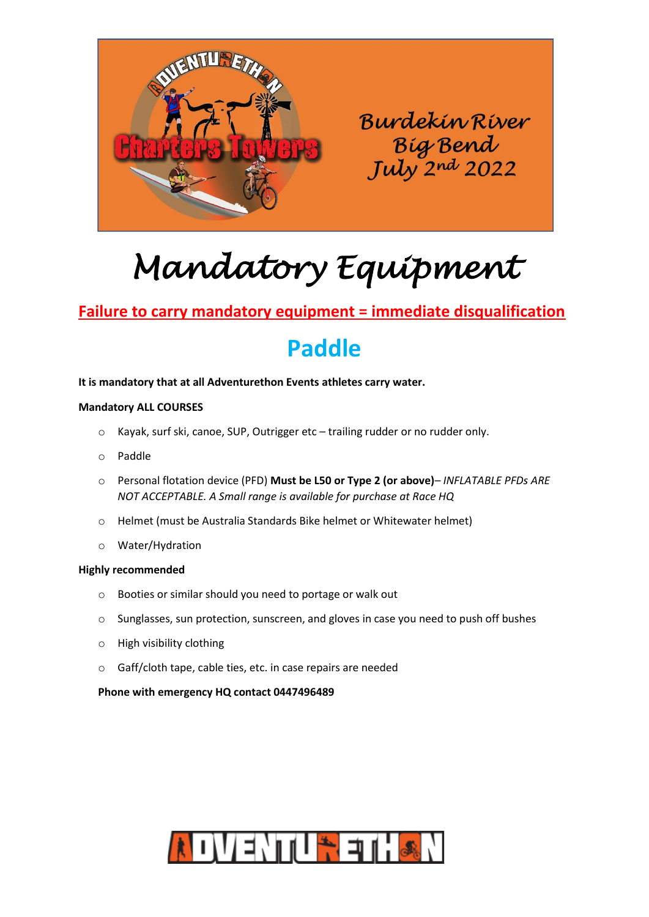Burdekin River
Big Bend
July 2nd 2022

# Mandatory Equipment

**Failure to carry mandatory equipment = immediate disqualification**

## Paddle

**It is mandatory that at all Adventurethon Events athletes carry water.**

**Mandatory ALL COURSES**

- Kayak, surf ski, canoe, SUP, Outrigger etc – trailing rudder or no rudder only.
- Paddle
- Personal flotation device (PFD) **Must be L50 or Type 2 (or above)**– *INFLATABLE PFDs ARE NOT ACCEPTABLE. A Small range is available for purchase at Race HQ*
- Helmet (must be Australia Standards Bike helmet or Whitewater helmet)
- Water/Hydration

**Highly recommended**

- Booties or similar should you need to portage or walk out
- Sunglasses, sun protection, sunscreen, and gloves in case you need to push off bushes
- High visibility clothing
- Gaff/cloth tape, cable ties, etc. in case repairs are needed

**Phone with emergency HQ contact 0447496489**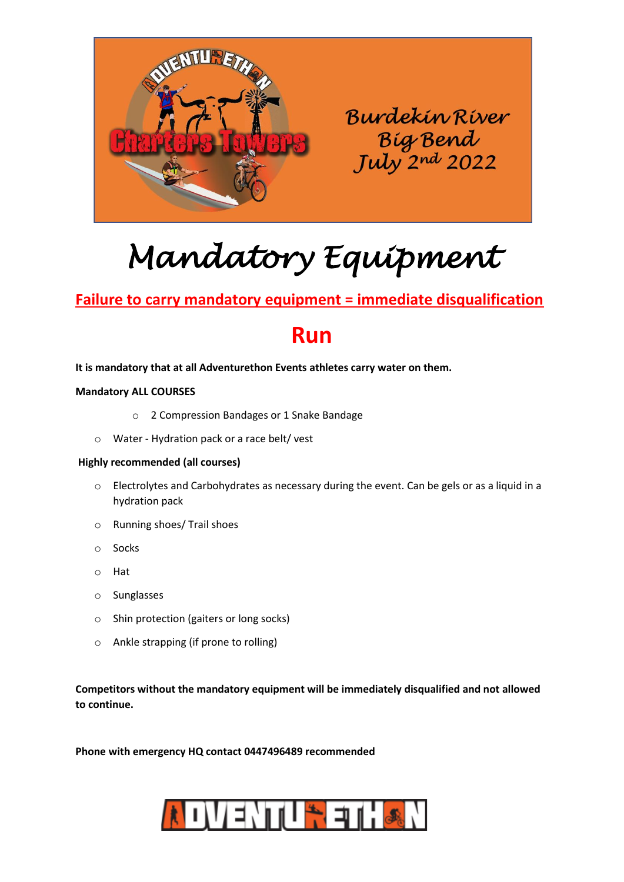Burdekin River
Big Bend
July 2nd 2022

# Mandatory Equipment

**Failure to carry mandatory equipment = immediate disqualification**

## Run

**It is mandatory that at all Adventurethon Events athletes carry water on them.**

**Mandatory ALL COURSES**

- 2 Compression Bandages or 1 Snake Bandage
- Water - Hydration pack or a race belt/ vest

**Highly recommended (all courses)**

- Electrolytes and Carbohydrates as necessary during the event. Can be gels or as a liquid in a hydration pack
- Running shoes/ Trail shoes
- Socks
- Hat
- Sunglasses
- Shin protection (gaiters or long socks)
- Ankle strapping (if prone to rolling)

**Competitors without the mandatory equipment will be immediately disqualified and not allowed to continue.**

**Phone with emergency HQ contact 0447496489 recommended**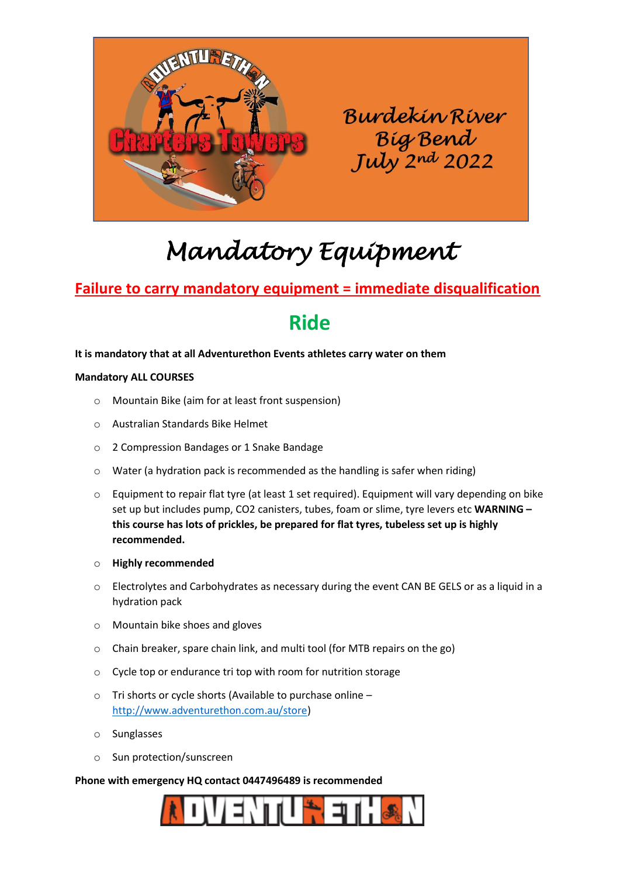Burdekin River
Big Bend
July 2nd 2022

# Mandatory Equipment

**Failure to carry mandatory equipment = immediate disqualification**

## Ride

**It is mandatory that at all Adventurethon Events athletes carry water on them**

**Mandatory ALL COURSES**

- Mountain Bike (aim for at least front suspension)
- Australian Standards Bike Helmet
- 2 Compression Bandages or 1 Snake Bandage
- Water (a hydration pack is recommended as the handling is safer when riding)
- Equipment to repair flat tyre (at least 1 set required). Equipment will vary depending on bike set up but includes pump, CO2 canisters, tubes, foam or slime, tyre levers etc **WARNING – this course has lots of prickles, be prepared for flat tyres, tubeless set up is highly recommended.**
- **Highly recommended**
- Electrolytes and Carbohydrates as necessary during the event CAN BE GELS or as a liquid in a hydration pack
- Mountain bike shoes and gloves
- Chain breaker, spare chain link, and multi tool (for MTB repairs on the go)
- Cycle top or endurance tri top with room for nutrition storage
- Tri shorts or cycle shorts (Available to purchase online – http://www.adventurethon.com.au/store)
- Sunglasses
- Sun protection/sunscreen

**Phone with emergency HQ contact 0447496489 is recommended**